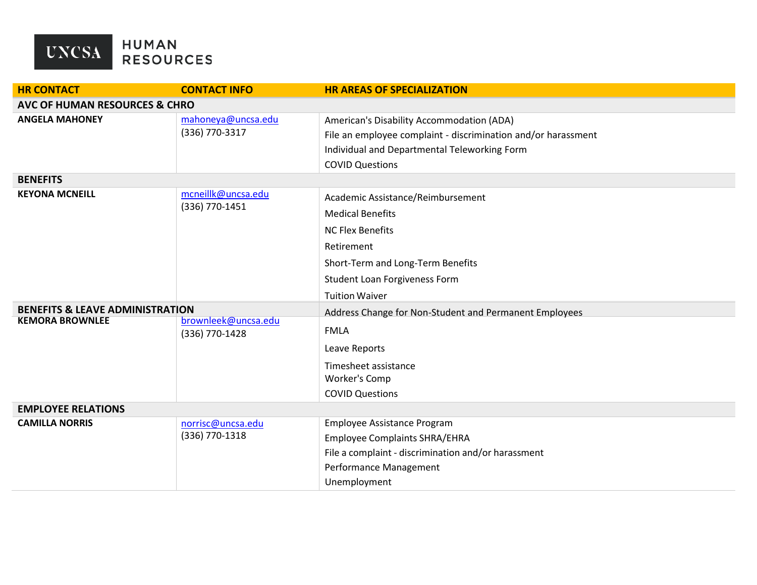# UNCSA HUMAN RESOURCES

| HR CONTACT | CONTACT INFO | HR AREAS OF SPECIALIZATION |
| --- | --- | --- |
| **AVC OF HUMAN RESOURCES & CHRO** | | |
| **ANGELA MAHONEY** | mahoneya@uncsa.edu<br>(336) 770-3317 | American's Disability Accommodation (ADA)<br>File an employee complaint - discrimination and/or harassment<br>Individual and Departmental Teleworking Form<br>COVID Questions |
| **BENEFITS** | | |
| **KEYONA MCNEILL** | mcneillk@uncsa.edu<br>(336) 770-1451 | Academic Assistance/Reimbursement<br>Medical Benefits<br>NC Flex Benefits<br>Retirement<br>Short-Term and Long-Term Benefits<br>Student Loan Forgiveness Form<br>Tuition Waiver |
| **BENEFITS & LEAVE ADMINISTRATION** | | |
| **KEMORA BROWNLEE** | brownleek@uncsa.edu<br>(336) 770-1428 | Address Change for Non-Student and Permanent Employees<br>FMLA<br>Leave Reports<br>Timesheet assistance<br>Worker's Comp<br>COVID Questions |
| **EMPLOYEE RELATIONS** | | |
| **CAMILLA NORRIS** | norrisc@uncsa.edu<br>(336) 770-1318 | Employee Assistance Program<br>Employee Complaints SHRA/EHRA<br>File a complaint - discrimination and/or harassment<br>Performance Management<br>Unemployment |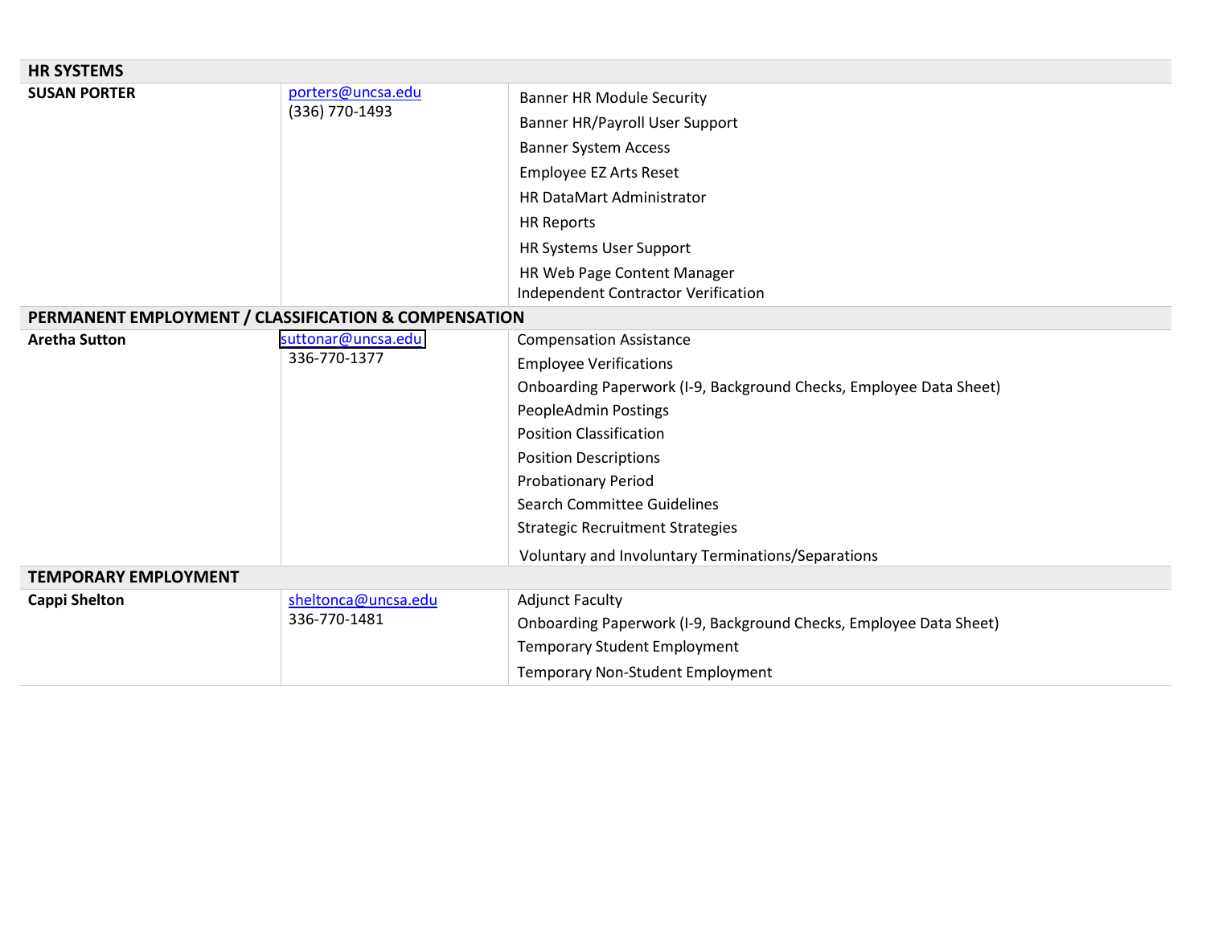| | | |
|---|---|---|
| **HR SYSTEMS** | | |
| **SUSAN PORTER** | porters@uncsa.edu<br>(336) 770-1493 | Banner HR Module Security<br>Banner HR/Payroll User Support<br>Banner System Access<br>Employee EZ Arts Reset<br>HR DataMart Administrator<br>HR Reports<br>HR Systems User Support<br>HR Web Page Content Manager<br>Independent Contractor Verification |
| **PERMANENT EMPLOYMENT / CLASSIFICATION & COMPENSATION** | | |
| **Aretha Sutton** | suttonar@uncsa.edu<br>336-770-1377 | Compensation Assistance<br>Employee Verifications<br>Onboarding Paperwork (I-9, Background Checks, Employee Data Sheet)<br>PeopleAdmin Postings<br>Position Classification<br>Position Descriptions<br>Probationary Period<br>Search Committee Guidelines<br>Strategic Recruitment Strategies<br>Voluntary and Involuntary Terminations/Separations |
| **TEMPORARY EMPLOYMENT** | | |
| **Cappi Shelton** | sheltonca@uncsa.edu<br>336-770-1481 | Adjunct Faculty<br>Onboarding Paperwork (I-9, Background Checks, Employee Data Sheet)<br>Temporary Student Employment<br>Temporary Non-Student Employment |